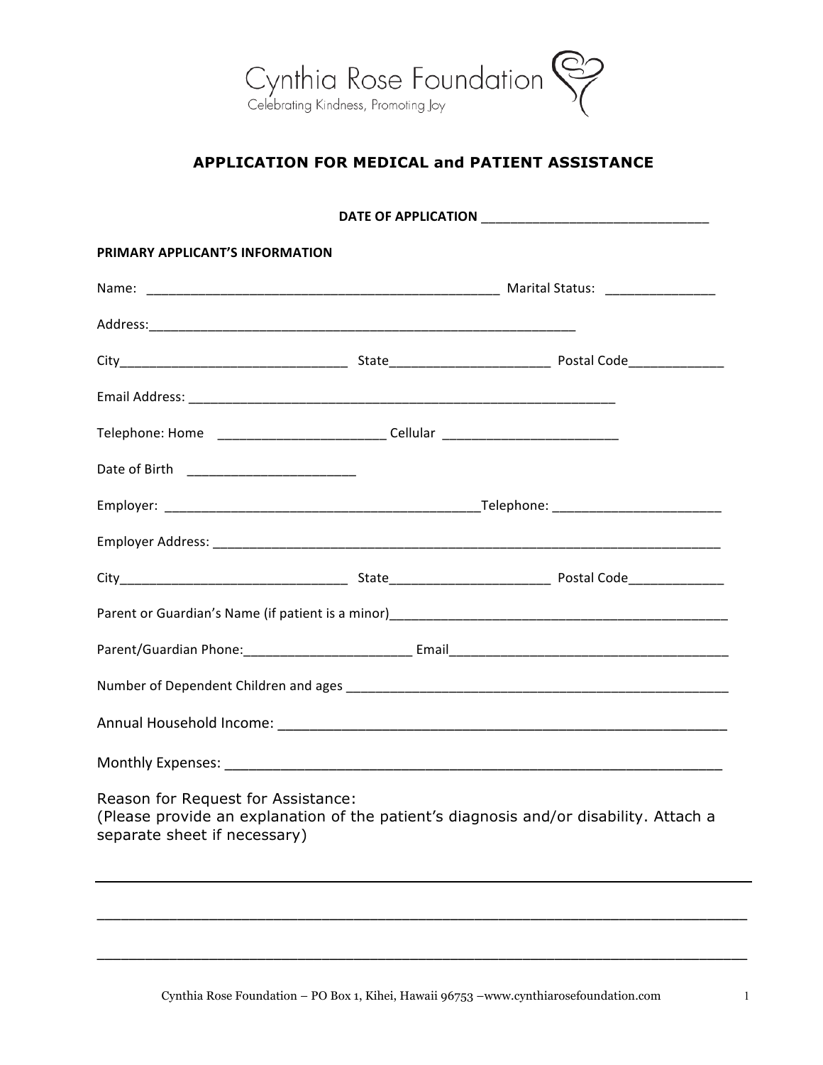Cynthia Rose Foundation

Celebrating Kindness, Promoting Joy

# APPLICATION FOR MEDICAL and PATIENT ASSISTANCE

**DATE OF APPLICATION** _______________________________

**PRIMARY APPLICANT'S INFORMATION**

Name: ________________________________________________ Marital Status: ______________

Address:_________________________________________________________

City_______________________________ State_____________________ Postal Code_____________

Email Address: __________________________________________________________

Telephone: Home _______________________ Cellular ________________________

Date of Birth _______________________

Employer: __________________________________________Telephone: ______________________

Employer Address: ______________________________________________________________________

City_______________________________ State_____________________ Postal Code_____________

Parent or Guardian's Name (if patient is a minor)_____________________________________________

Parent/Guardian Phone:______________________ Email______________________________________

Number of Dependent Children and ages ____________________________________________________

Annual Household Income: ________________________________________________________

Monthly Expenses: ____________________________________________________________

Reason for Request for Assistance:
(Please provide an explanation of the patient's diagnosis and/or disability. Attach a separate sheet if necessary)

_____________________________________________________________________________

_____________________________________________________________________________

_____________________________________________________________________________

Cynthia Rose Foundation – PO Box 1, Kihei, Hawaii 96753 –www.cynthiarosefoundation.com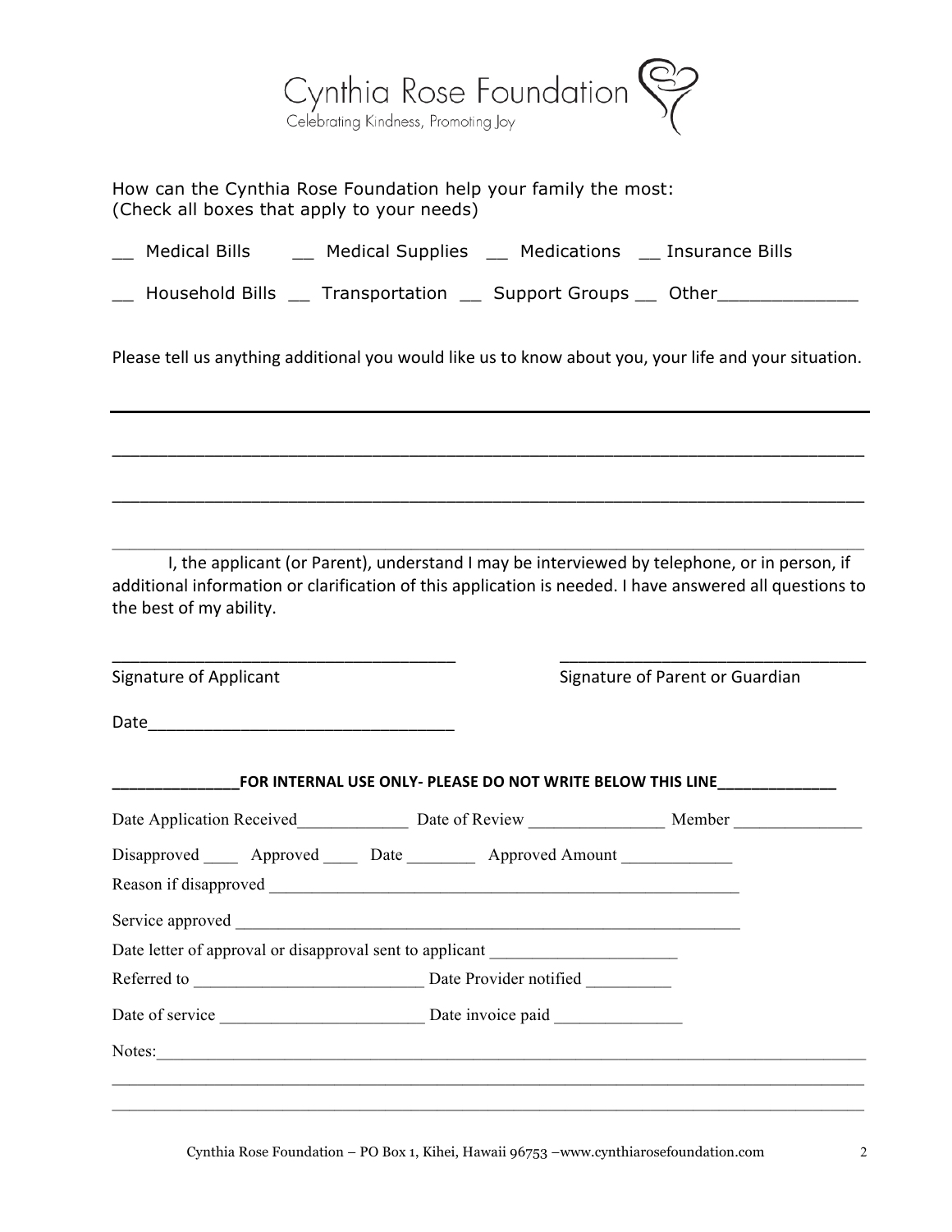Cynthia Rose Foundation
Celebrating Kindness, Promoting Joy

How can the Cynthia Rose Foundation help your family the most:
(Check all boxes that apply to your needs)

__ Medical Bills __ Medical Supplies __ Medications __ Insurance Bills

__ Household Bills __ Transportation __ Support Groups __ Other____________

Please tell us anything additional you would like us to know about you, your life and your situation.

___________________________________________________________________________

___________________________________________________________________________

___________________________________________________________________________

___________________________________________________________________________

I, the applicant (or Parent), understand I may be interviewed by telephone, or in person, if additional information or clarification of this application is needed. I have answered all questions to the best of my ability.

_________________________________ Signature of Applicant

_________________________________ Signature of Parent or Guardian

Date_______________________________

**______________FOR INTERNAL USE ONLY- PLEASE DO NOT WRITE BELOW THIS LINE_____________**

Date Application Received____________ Date of Review _______________ Member ______________

Disapproved ____ Approved ____ Date ________ Approved Amount ____________

Reason if disapproved ______________________________________________________

Service approved __________________________________________________________

Date letter of approval or disapproval sent to applicant ____________________

Referred to _________________________ Date Provider notified _________

Date of service ______________________ Date invoice paid ______________

Notes:___________________________________________________________________________

_________________________________________________________________________________

_________________________________________________________________________________

Cynthia Rose Foundation – PO Box 1, Kihei, Hawaii 96753 –www.cynthiarosefoundation.com